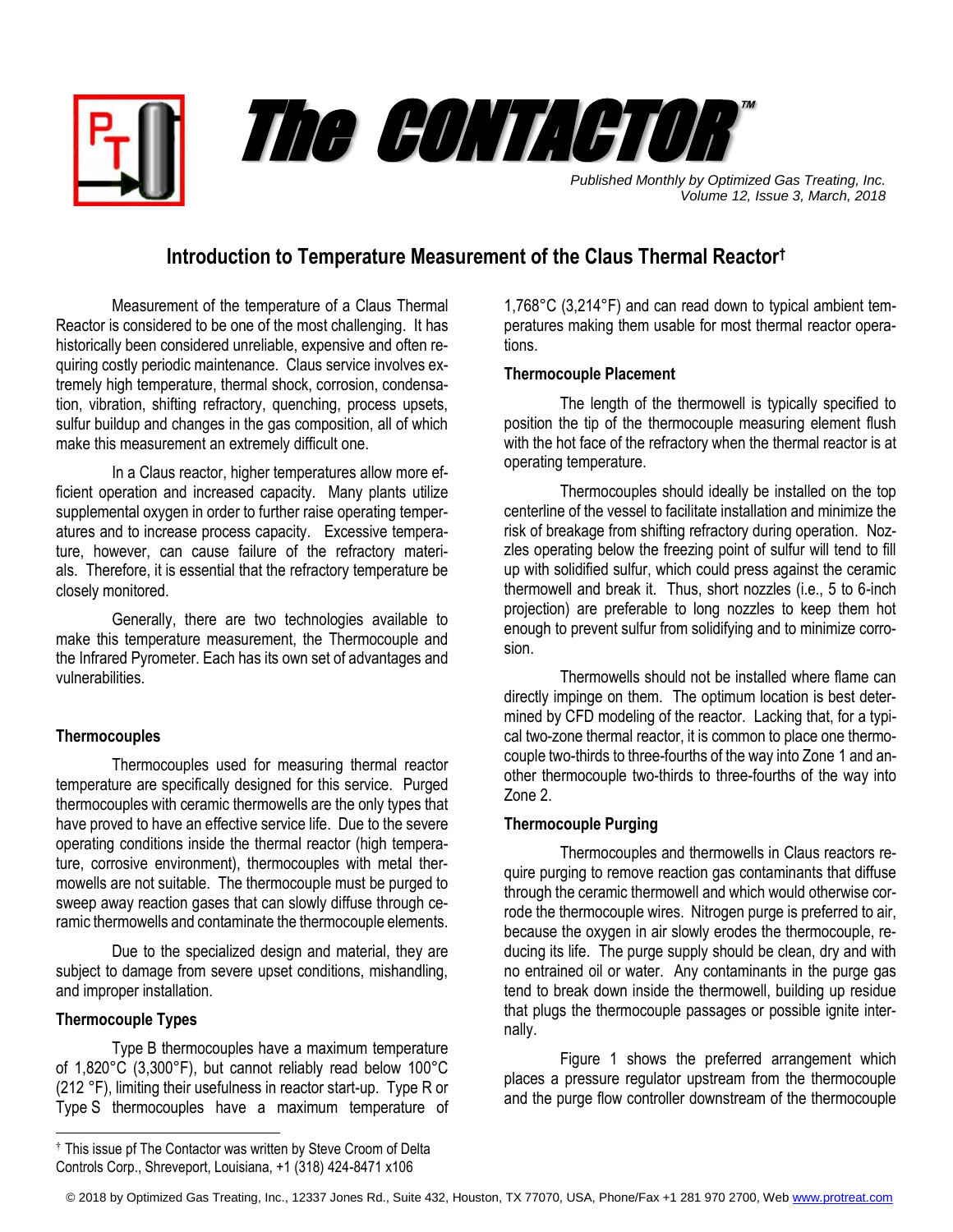# The CONTACTOR™

*Published Monthly by Optimized Gas Treating, Inc.*
*Volume 12, Issue 3, March, 2018*

## Introduction to Temperature Measurement of the Claus Thermal Reactor†

Measurement of the temperature of a Claus Thermal Reactor is considered to be one of the most challenging. It has historically been considered unreliable, expensive and often requiring costly periodic maintenance. Claus service involves extremely high temperature, thermal shock, corrosion, condensation, vibration, shifting refractory, quenching, process upsets, sulfur buildup and changes in the gas composition, all of which make this measurement an extremely difficult one.

In a Claus reactor, higher temperatures allow more efficient operation and increased capacity. Many plants utilize supplemental oxygen in order to further raise operating temperatures and to increase process capacity. Excessive temperature, however, can cause failure of the refractory materials. Therefore, it is essential that the refractory temperature be closely monitored.

Generally, there are two technologies available to make this temperature measurement, the Thermocouple and the Infrared Pyrometer. Each has its own set of advantages and vulnerabilities.

### Thermocouples

Thermocouples used for measuring thermal reactor temperature are specifically designed for this service. Purged thermocouples with ceramic thermowells are the only types that have proved to have an effective service life. Due to the severe operating conditions inside the thermal reactor (high temperature, corrosive environment), thermocouples with metal thermowells are not suitable. The thermocouple must be purged to sweep away reaction gases that can slowly diffuse through ceramic thermowells and contaminate the thermocouple elements.

Due to the specialized design and material, they are subject to damage from severe upset conditions, mishandling, and improper installation.

### Thermocouple Types

Type B thermocouples have a maximum temperature of 1,820°C (3,300°F), but cannot reliably read below 100°C (212 °F), limiting their usefulness in reactor start-up. Type R or Type S thermocouples have a maximum temperature of 1,768°C (3,214°F) and can read down to typical ambient temperatures making them usable for most thermal reactor operations.

### Thermocouple Placement

The length of the thermowell is typically specified to position the tip of the thermocouple measuring element flush with the hot face of the refractory when the thermal reactor is at operating temperature.

Thermocouples should ideally be installed on the top centerline of the vessel to facilitate installation and minimize the risk of breakage from shifting refractory during operation. Nozzles operating below the freezing point of sulfur will tend to fill up with solidified sulfur, which could press against the ceramic thermowell and break it. Thus, short nozzles (i.e., 5 to 6-inch projection) are preferable to long nozzles to keep them hot enough to prevent sulfur from solidifying and to minimize corrosion.

Thermowells should not be installed where flame can directly impinge on them. The optimum location is best determined by CFD modeling of the reactor. Lacking that, for a typical two-zone thermal reactor, it is common to place one thermocouple two-thirds to three-fourths of the way into Zone 1 and another thermocouple two-thirds to three-fourths of the way into Zone 2.

### Thermocouple Purging

Thermocouples and thermowells in Claus reactors require purging to remove reaction gas contaminants that diffuse through the ceramic thermowell and which would otherwise corrode the thermocouple wires. Nitrogen purge is preferred to air, because the oxygen in air slowly erodes the thermocouple, reducing its life. The purge supply should be clean, dry and with no entrained oil or water. Any contaminants in the purge gas tend to break down inside the thermowell, building up residue that plugs the thermocouple passages or possible ignite internally.

Figure 1 shows the preferred arrangement which places a pressure regulator upstream from the thermocouple and the purge flow controller downstream of the thermocouple

---

† This issue pf The Contactor was written by Steve Croom of Delta Controls Corp., Shreveport, Louisiana, +1 (318) 424-8471 x106

© 2018 by Optimized Gas Treating, Inc., 12337 Jones Rd., Suite 432, Houston, TX 77070, USA, Phone/Fax +1 281 970 2700, Web www.protreat.com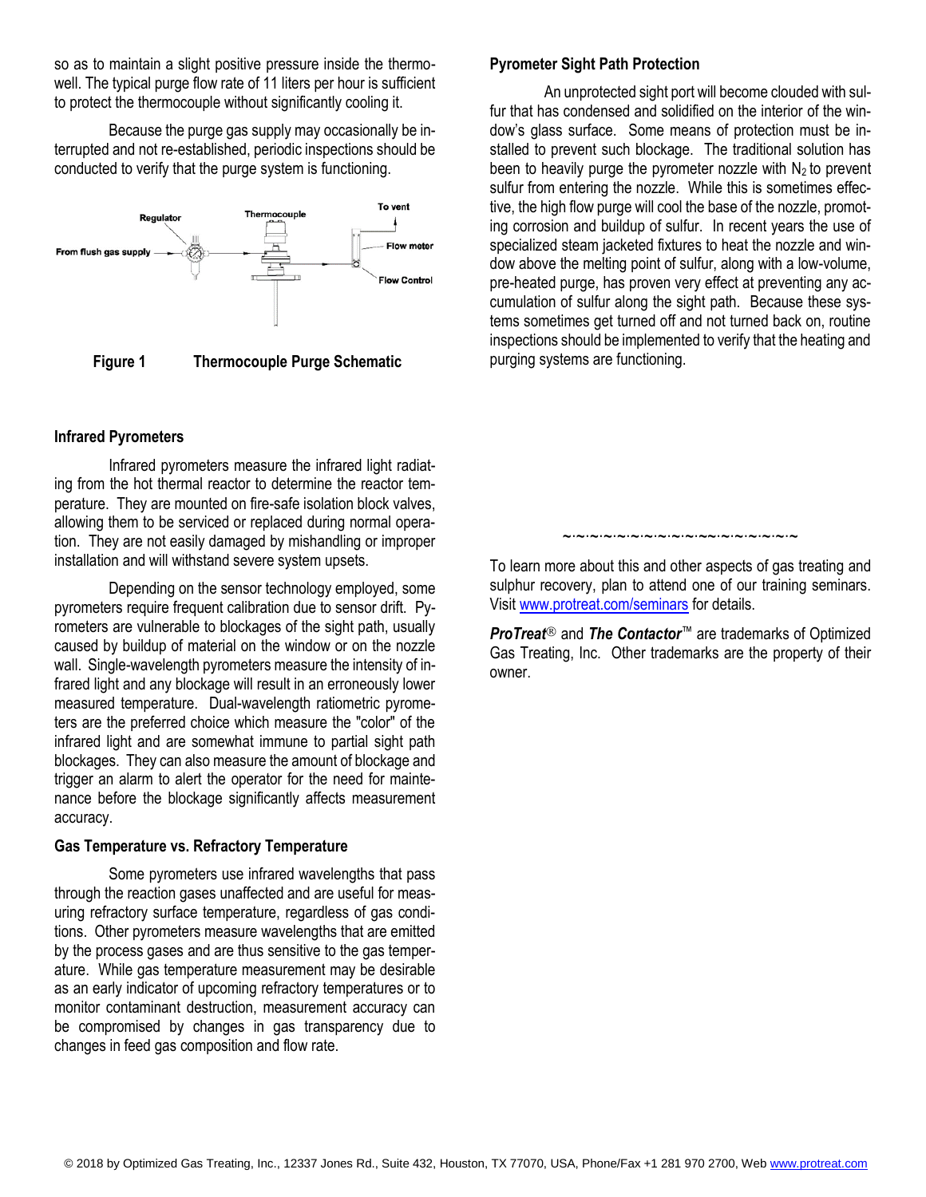so as to maintain a slight positive pressure inside the thermowell. The typical purge flow rate of 11 liters per hour is sufficient to protect the thermocouple without significantly cooling it.

Because the purge gas supply may occasionally be interrupted and not re-established, periodic inspections should be conducted to verify that the purge system is functioning.

Regulator

Thermocouple

To vent

From flush gas supply

Flow meter

Flow Control

**Figure 1 Thermocouple Purge Schematic**

## Infrared Pyrometers

Infrared pyrometers measure the infrared light radiating from the hot thermal reactor to determine the reactor temperature. They are mounted on fire-safe isolation block valves, allowing them to be serviced or replaced during normal operation. They are not easily damaged by mishandling or improper installation and will withstand severe system upsets.

Depending on the sensor technology employed, some pyrometers require frequent calibration due to sensor drift. Pyrometers are vulnerable to blockages of the sight path, usually caused by buildup of material on the window or on the nozzle wall. Single-wavelength pyrometers measure the intensity of infrared light and any blockage will result in an erroneously lower measured temperature. Dual-wavelength ratiometric pyrometers are the preferred choice which measure the "color" of the infrared light and are somewhat immune to partial sight path blockages. They can also measure the amount of blockage and trigger an alarm to alert the operator for the need for maintenance before the blockage significantly affects measurement accuracy.

## Gas Temperature vs. Refractory Temperature

Some pyrometers use infrared wavelengths that pass through the reaction gases unaffected and are useful for measuring refractory surface temperature, regardless of gas conditions. Other pyrometers measure wavelengths that are emitted by the process gases and are thus sensitive to the gas temperature. While gas temperature measurement may be desirable as an early indicator of upcoming refractory temperatures or to monitor contaminant destruction, measurement accuracy can be compromised by changes in gas transparency due to changes in feed gas composition and flow rate.

## Pyrometer Sight Path Protection

An unprotected sight port will become clouded with sulfur that has condensed and solidified on the interior of the window's glass surface. Some means of protection must be installed to prevent such blockage. The traditional solution has been to heavily purge the pyrometer nozzle with $N_2$ to prevent sulfur from entering the nozzle. While this is sometimes effective, the high flow purge will cool the base of the nozzle, promoting corrosion and buildup of sulfur. In recent years the use of specialized steam jacketed fixtures to heat the nozzle and window above the melting point of sulfur, along with a low-volume, pre-heated purge, has proven very effect at preventing any accumulation of sulfur along the sight path. Because these systems sometimes get turned off and not turned back on, routine inspections should be implemented to verify that the heating and purging systems are functioning.

~·~·~·~·~·~·~·~·~·~·~·~·~·~·~·~·~·~·~

To learn more about this and other aspects of gas treating and sulphur recovery, plan to attend one of our training seminars. Visit www.protreat.com/seminars for details.

***ProTreat***® and ***The Contactor***™ are trademarks of Optimized Gas Treating, Inc. Other trademarks are the property of their owner.

© 2018 by Optimized Gas Treating, Inc., 12337 Jones Rd., Suite 432, Houston, TX 77070, USA, Phone/Fax +1 281 970 2700, Web www.protreat.com